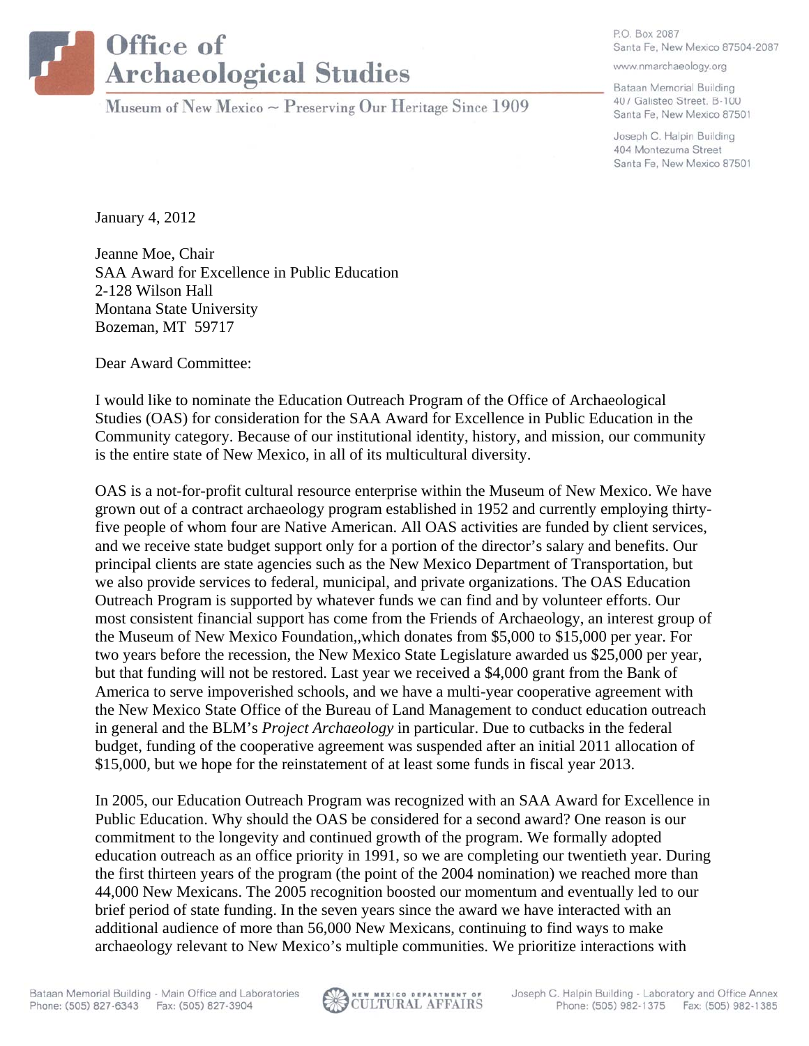# Office of Archaeological Studies

Museum of New Mexico ~ Preserving Our Heritage Since 1909

P.O. Box 2087
Santa Fe, New Mexico 87504-2087

www.nmarchaeology.org

Bataan Memorial Building
407 Galisteo Street, B-100
Santa Fe, New Mexico 87501

Joseph C. Halpin Building
404 Montezuma Street
Santa Fe, New Mexico 87501

January 4, 2012

Jeanne Moe, Chair
SAA Award for Excellence in Public Education
2-128 Wilson Hall
Montana State University
Bozeman, MT 59717

Dear Award Committee:

I would like to nominate the Education Outreach Program of the Office of Archaeological Studies (OAS) for consideration for the SAA Award for Excellence in Public Education in the Community category. Because of our institutional identity, history, and mission, our community is the entire state of New Mexico, in all of its multicultural diversity.

OAS is a not-for-profit cultural resource enterprise within the Museum of New Mexico. We have grown out of a contract archaeology program established in 1952 and currently employing thirty-five people of whom four are Native American. All OAS activities are funded by client services, and we receive state budget support only for a portion of the director's salary and benefits. Our principal clients are state agencies such as the New Mexico Department of Transportation, but we also provide services to federal, municipal, and private organizations. The OAS Education Outreach Program is supported by whatever funds we can find and by volunteer efforts. Our most consistent financial support has come from the Friends of Archaeology, an interest group of the Museum of New Mexico Foundation,,which donates from $5,000 to $15,000 per year. For two years before the recession, the New Mexico State Legislature awarded us $25,000 per year, but that funding will not be restored. Last year we received a $4,000 grant from the Bank of America to serve impoverished schools, and we have a multi-year cooperative agreement with the New Mexico State Office of the Bureau of Land Management to conduct education outreach in general and the BLM's *Project Archaeology* in particular. Due to cutbacks in the federal budget, funding of the cooperative agreement was suspended after an initial 2011 allocation of $15,000, but we hope for the reinstatement of at least some funds in fiscal year 2013.

In 2005, our Education Outreach Program was recognized with an SAA Award for Excellence in Public Education. Why should the OAS be considered for a second award? One reason is our commitment to the longevity and continued growth of the program. We formally adopted education outreach as an office priority in 1991, so we are completing our twentieth year. During the first thirteen years of the program (the point of the 2004 nomination) we reached more than 44,000 New Mexicans. The 2005 recognition boosted our momentum and eventually led to our brief period of state funding. In the seven years since the award we have interacted with an additional audience of more than 56,000 New Mexicans, continuing to find ways to make archaeology relevant to New Mexico's multiple communities. We prioritize interactions with

Bataan Memorial Building - Main Office and Laboratories
Phone: (505) 827-6343 Fax: (505) 827-3904

NEW MEXICO DEPARTMENT OF CULTURAL AFFAIRS

Joseph C. Halpin Building - Laboratory and Office Annex
Phone: (505) 982-1375 Fax: (505) 982-1385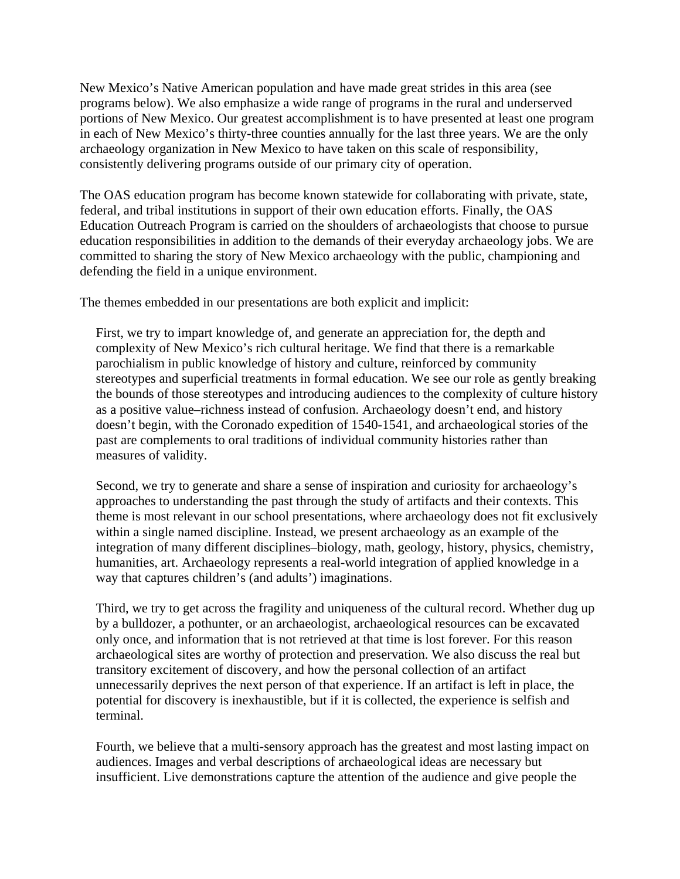New Mexico's Native American population and have made great strides in this area (see programs below). We also emphasize a wide range of programs in the rural and underserved portions of New Mexico. Our greatest accomplishment is to have presented at least one program in each of New Mexico's thirty-three counties annually for the last three years. We are the only archaeology organization in New Mexico to have taken on this scale of responsibility, consistently delivering programs outside of our primary city of operation.

The OAS education program has become known statewide for collaborating with private, state, federal, and tribal institutions in support of their own education efforts. Finally, the OAS Education Outreach Program is carried on the shoulders of archaeologists that choose to pursue education responsibilities in addition to the demands of their everyday archaeology jobs. We are committed to sharing the story of New Mexico archaeology with the public, championing and defending the field in a unique environment.

The themes embedded in our presentations are both explicit and implicit:

First, we try to impart knowledge of, and generate an appreciation for, the depth and complexity of New Mexico's rich cultural heritage. We find that there is a remarkable parochialism in public knowledge of history and culture, reinforced by community stereotypes and superficial treatments in formal education. We see our role as gently breaking the bounds of those stereotypes and introducing audiences to the complexity of culture history as a positive value–richness instead of confusion. Archaeology doesn't end, and history doesn't begin, with the Coronado expedition of 1540-1541, and archaeological stories of the past are complements to oral traditions of individual community histories rather than measures of validity.

Second, we try to generate and share a sense of inspiration and curiosity for archaeology's approaches to understanding the past through the study of artifacts and their contexts. This theme is most relevant in our school presentations, where archaeology does not fit exclusively within a single named discipline. Instead, we present archaeology as an example of the integration of many different disciplines–biology, math, geology, history, physics, chemistry, humanities, art. Archaeology represents a real-world integration of applied knowledge in a way that captures children's (and adults') imaginations.

Third, we try to get across the fragility and uniqueness of the cultural record. Whether dug up by a bulldozer, a pothunter, or an archaeologist, archaeological resources can be excavated only once, and information that is not retrieved at that time is lost forever. For this reason archaeological sites are worthy of protection and preservation. We also discuss the real but transitory excitement of discovery, and how the personal collection of an artifact unnecessarily deprives the next person of that experience. If an artifact is left in place, the potential for discovery is inexhaustible, but if it is collected, the experience is selfish and terminal.

Fourth, we believe that a multi-sensory approach has the greatest and most lasting impact on audiences. Images and verbal descriptions of archaeological ideas are necessary but insufficient. Live demonstrations capture the attention of the audience and give people the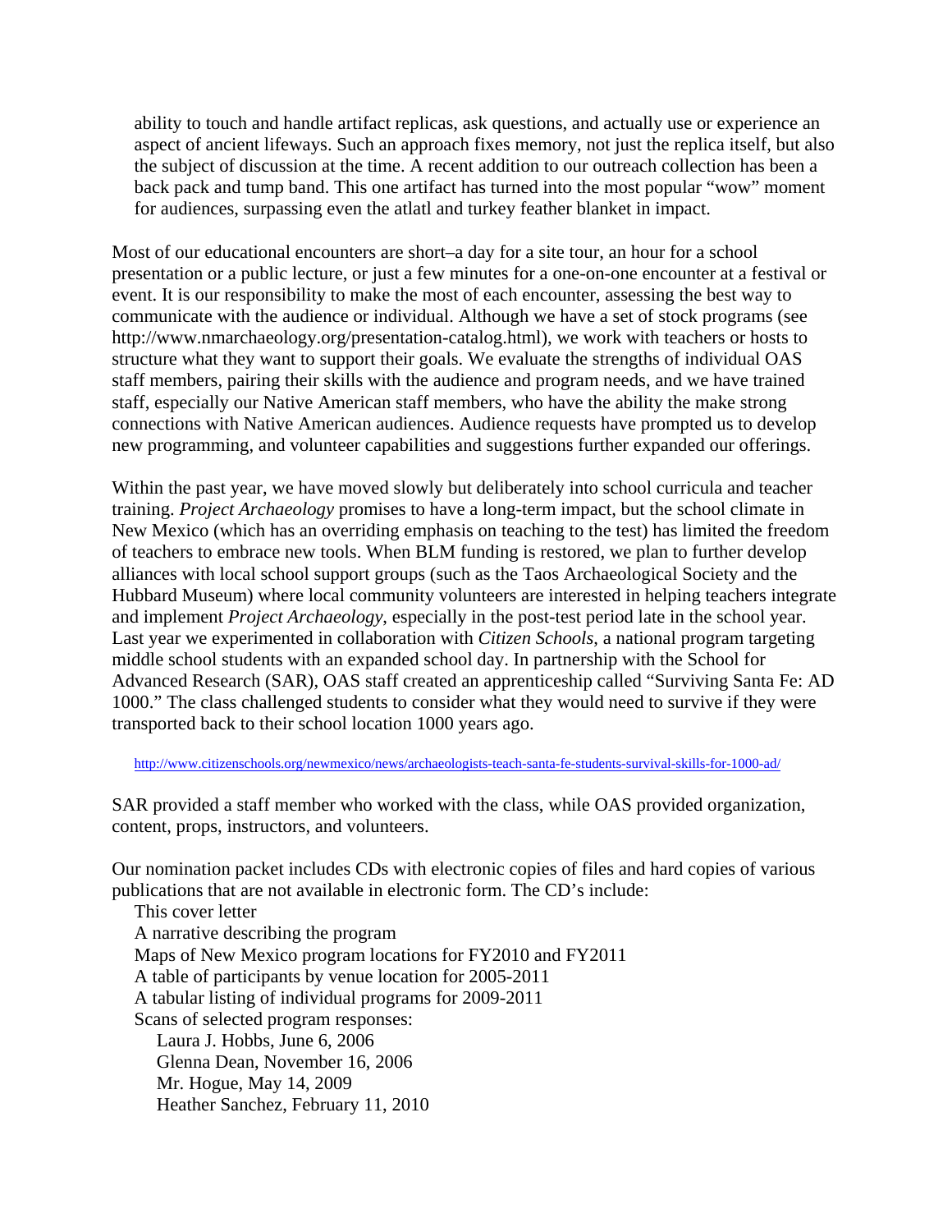ability to touch and handle artifact replicas, ask questions, and actually use or experience an aspect of ancient lifeways. Such an approach fixes memory, not just the replica itself, but also the subject of discussion at the time. A recent addition to our outreach collection has been a back pack and tump band. This one artifact has turned into the most popular "wow" moment for audiences, surpassing even the atlatl and turkey feather blanket in impact.

Most of our educational encounters are short–a day for a site tour, an hour for a school presentation or a public lecture, or just a few minutes for a one-on-one encounter at a festival or event. It is our responsibility to make the most of each encounter, assessing the best way to communicate with the audience or individual. Although we have a set of stock programs (see http://www.nmarchaeology.org/presentation-catalog.html), we work with teachers or hosts to structure what they want to support their goals. We evaluate the strengths of individual OAS staff members, pairing their skills with the audience and program needs, and we have trained staff, especially our Native American staff members, who have the ability the make strong connections with Native American audiences. Audience requests have prompted us to develop new programming, and volunteer capabilities and suggestions further expanded our offerings.

Within the past year, we have moved slowly but deliberately into school curricula and teacher training. *Project Archaeology* promises to have a long-term impact, but the school climate in New Mexico (which has an overriding emphasis on teaching to the test) has limited the freedom of teachers to embrace new tools. When BLM funding is restored, we plan to further develop alliances with local school support groups (such as the Taos Archaeological Society and the Hubbard Museum) where local community volunteers are interested in helping teachers integrate and implement *Project Archaeology*, especially in the post-test period late in the school year. Last year we experimented in collaboration with *Citizen Schools*, a national program targeting middle school students with an expanded school day. In partnership with the School for Advanced Research (SAR), OAS staff created an apprenticeship called "Surviving Santa Fe: AD 1000." The class challenged students to consider what they would need to survive if they were transported back to their school location 1000 years ago.

http://www.citizenschools.org/newmexico/news/archaeologists-teach-santa-fe-students-survival-skills-for-1000-ad/

SAR provided a staff member who worked with the class, while OAS provided organization, content, props, instructors, and volunteers.

Our nomination packet includes CDs with electronic copies of files and hard copies of various publications that are not available in electronic form. The CD's include:

- This cover letter
- A narrative describing the program
- Maps of New Mexico program locations for FY2010 and FY2011
- A table of participants by venue location for 2005-2011
- A tabular listing of individual programs for 2009-2011
- Scans of selected program responses:
  - Laura J. Hobbs, June 6, 2006
  - Glenna Dean, November 16, 2006
  - Mr. Hogue, May 14, 2009
  - Heather Sanchez, February 11, 2010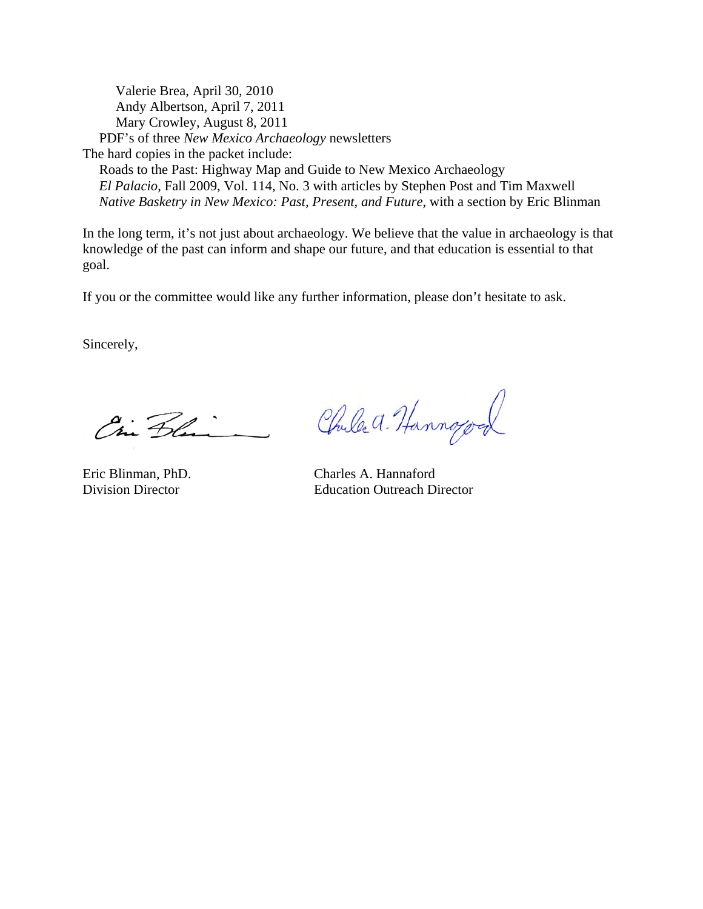Valerie Brea, April 30, 2010
Andy Albertson, April 7, 2011
Mary Crowley, August 8, 2011

PDF's of three *New Mexico Archaeology* newsletters

The hard copies in the packet include:

Roads to the Past: Highway Map and Guide to New Mexico Archaeology
*El Palacio*, Fall 2009, Vol. 114, No. 3 with articles by Stephen Post and Tim Maxwell
*Native Basketry in New Mexico: Past, Present, and Future*, with a section by Eric Blinman

In the long term, it's not just about archaeology. We believe that the value in archaeology is that knowledge of the past can inform and shape our future, and that education is essential to that goal.

If you or the committee would like any further information, please don't hesitate to ask.

Sincerely,

Eric Blinman, PhD.
Division Director

Charles A. Hannaford
Education Outreach Director